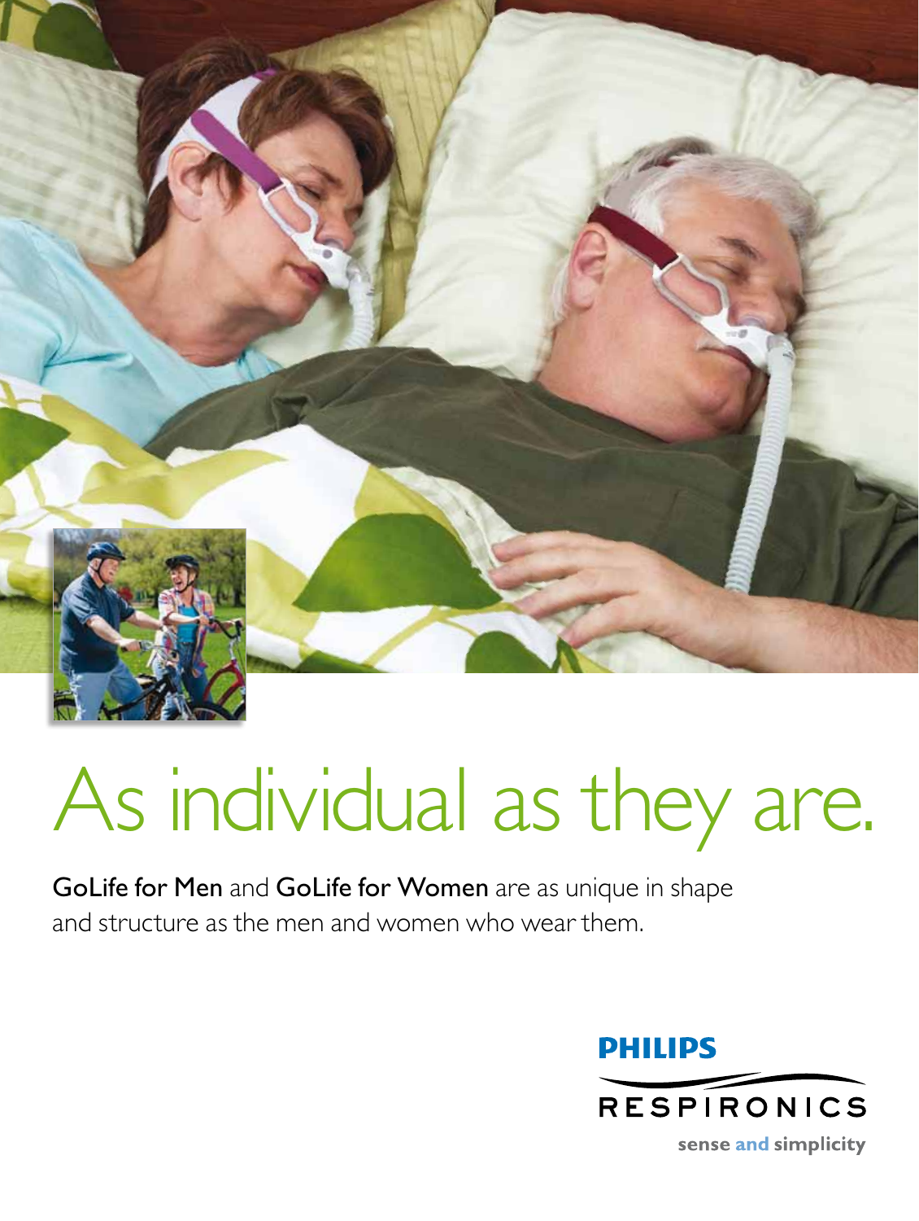# As individual as they are.

**GoLife for Men** and **GoLife for Women** are as unique in shape and structure as the men and women who wear them.

**PHILIPS**

**RESPIRONICS**

**sense and simplicity**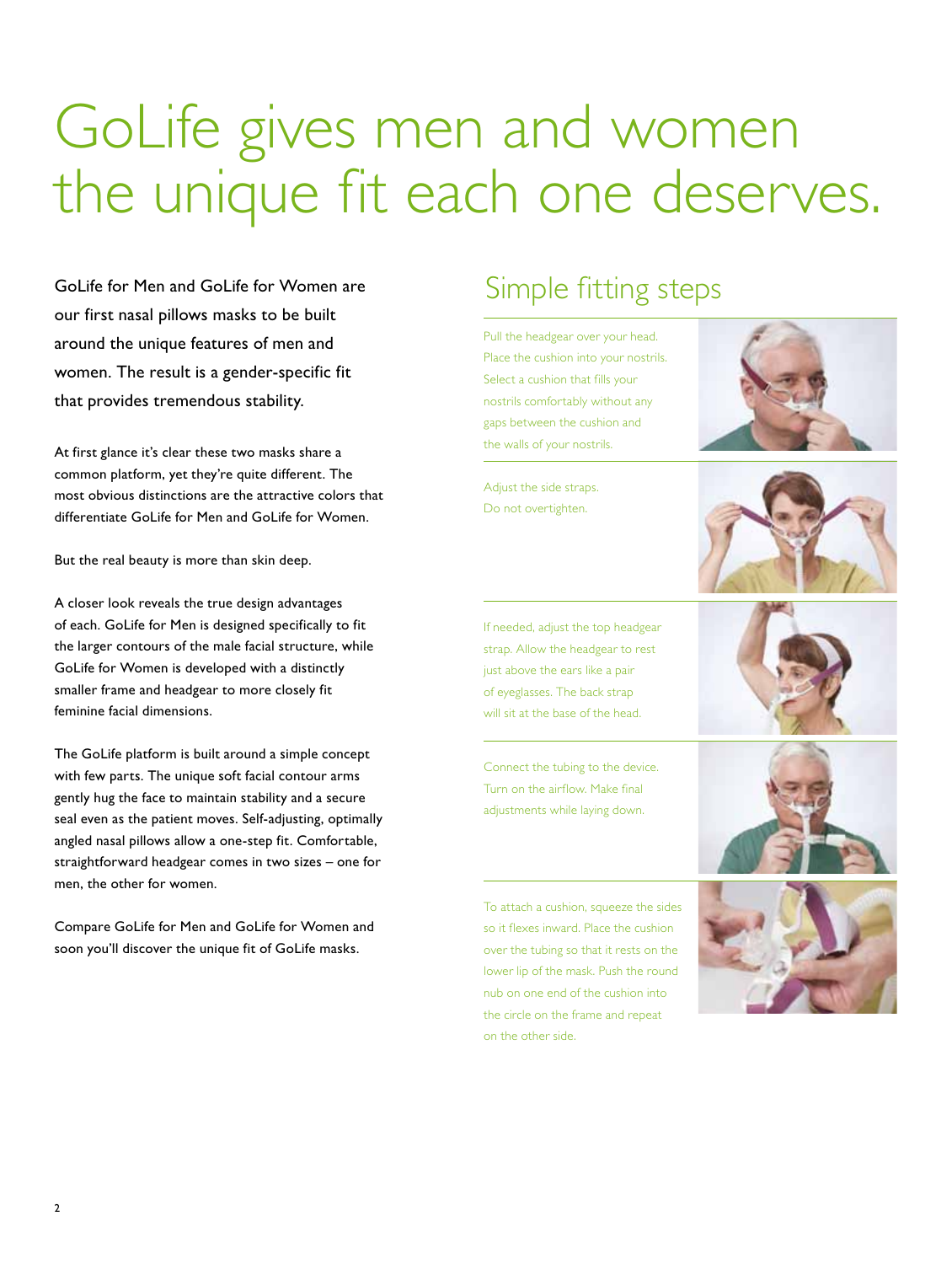# GoLife gives men and women the unique fit each one deserves.

GoLife for Men and GoLife for Women are our first nasal pillows masks to be built around the unique features of men and women. The result is a gender-specific fit that provides tremendous stability.

At first glance it's clear these two masks share a common platform, yet they're quite different. The most obvious distinctions are the attractive colors that differentiate GoLife for Men and GoLife for Women.

But the real beauty is more than skin deep.

A closer look reveals the true design advantages of each. GoLife for Men is designed specifically to fit the larger contours of the male facial structure, while GoLife for Women is developed with a distinctly smaller frame and headgear to more closely fit feminine facial dimensions.

The GoLife platform is built around a simple concept with few parts. The unique soft facial contour arms gently hug the face to maintain stability and a secure seal even as the patient moves. Self-adjusting, optimally angled nasal pillows allow a one-step fit. Comfortable, straightforward headgear comes in two sizes – one for men, the other for women.

Compare GoLife for Men and GoLife for Women and soon you'll discover the unique fit of GoLife masks.

## Simple fitting steps

Pull the headgear over your head. Place the cushion into your nostrils. Select a cushion that fills your nostrils comfortably without any gaps between the cushion and the walls of your nostrils.

Adjust the side straps. Do not overtighten.

If needed, adjust the top headgear strap. Allow the headgear to rest just above the ears like a pair of eyeglasses. The back strap will sit at the base of the head.

Connect the tubing to the device. Turn on the airflow. Make final adjustments while laying down.

To attach a cushion, squeeze the sides so it flexes inward. Place the cushion over the tubing so that it rests on the lower lip of the mask. Push the round nub on one end of the cushion into the circle on the frame and repeat on the other side.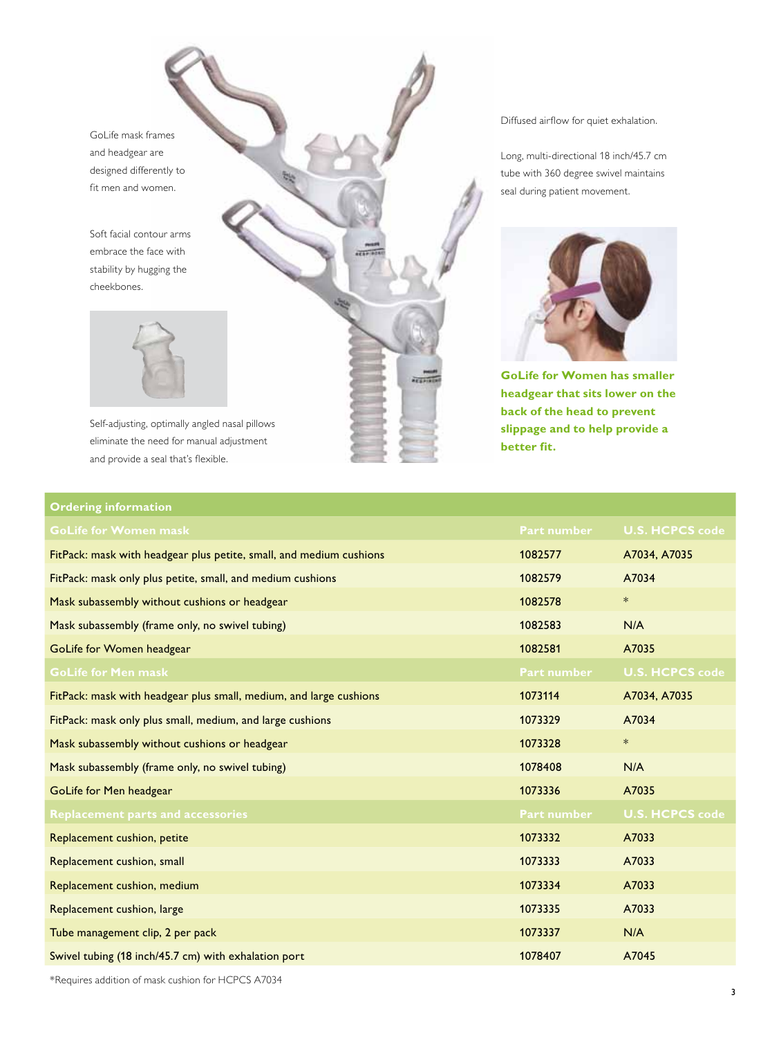GoLife mask frames and headgear are designed differently to fit men and women.

Soft facial contour arms embrace the face with stability by hugging the cheekbones.

Self-adjusting, optimally angled nasal pillows eliminate the need for manual adjustment and provide a seal that's flexible.

Diffused airflow for quiet exhalation.

Long, multi-directional 18 inch/45.7 cm tube with 360 degree swivel maintains seal during patient movement.

**GoLife for Women has smaller headgear that sits lower on the back of the head to prevent slippage and to help provide a better fit.**

## Ordering information

| GoLife for Women mask | Part number | U.S. HCPCS code |
|---|---|---|
| FitPack: mask with headgear plus petite, small, and medium cushions | 1082577 | A7034, A7035 |
| FitPack: mask only plus petite, small, and medium cushions | 1082579 | A7034 |
| Mask subassembly without cushions or headgear | 1082578 | * |
| Mask subassembly (frame only, no swivel tubing) | 1082583 | N/A |
| GoLife for Women headgear | 1082581 | A7035 |
| **GoLife for Men mask** | **Part number** | **U.S. HCPCS code** |
| FitPack: mask with headgear plus small, medium, and large cushions | 1073114 | A7034, A7035 |
| FitPack: mask only plus small, medium, and large cushions | 1073329 | A7034 |
| Mask subassembly without cushions or headgear | 1073328 | * |
| Mask subassembly (frame only, no swivel tubing) | 1078408 | N/A |
| GoLife for Men headgear | 1073336 | A7035 |
| **Replacement parts and accessories** | **Part number** | **U.S. HCPCS code** |
| Replacement cushion, petite | 1073332 | A7033 |
| Replacement cushion, small | 1073333 | A7033 |
| Replacement cushion, medium | 1073334 | A7033 |
| Replacement cushion, large | 1073335 | A7033 |
| Tube management clip, 2 per pack | 1073337 | N/A |
| Swivel tubing (18 inch/45.7 cm) with exhalation port | 1078407 | A7045 |

*Requires addition of mask cushion for HCPCS A7034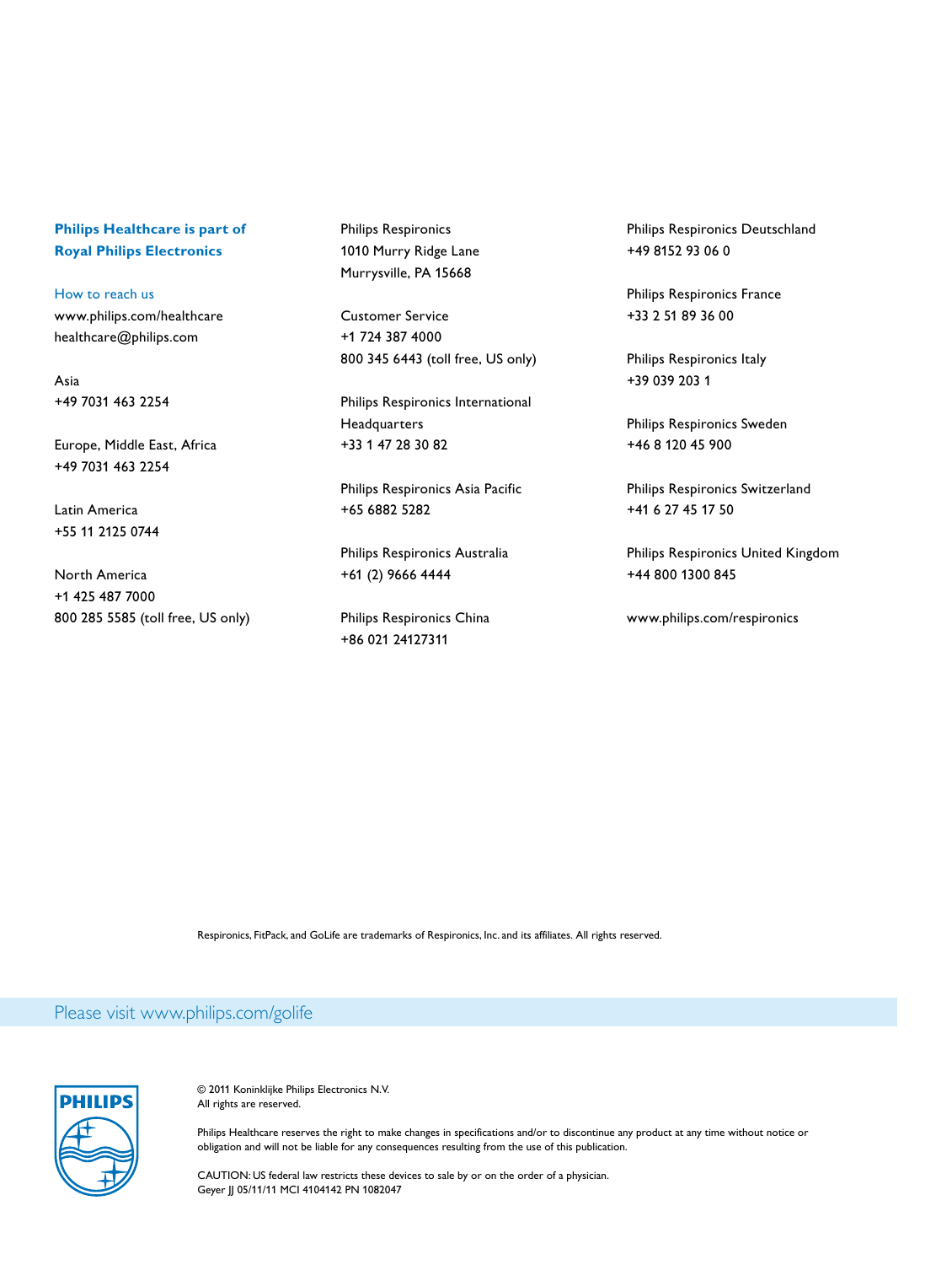**Philips Healthcare is part of Royal Philips Electronics**

How to reach us
www.philips.com/healthcare
healthcare@philips.com

Asia
+49 7031 463 2254

Europe, Middle East, Africa
+49 7031 463 2254

Latin America
+55 11 2125 0744

North America
+1 425 487 7000
800 285 5585 (toll free, US only)

Philips Respironics
1010 Murry Ridge Lane
Murrysville, PA 15668

Customer Service
+1 724 387 4000
800 345 6443 (toll free, US only)

Philips Respironics International Headquarters
+33 1 47 28 30 82

Philips Respironics Asia Pacific
+65 6882 5282

Philips Respironics Australia
+61 (2) 9666 4444

Philips Respironics China
+86 021 24127311

Philips Respironics Deutschland
+49 8152 93 06 0

Philips Respironics France
+33 2 51 89 36 00

Philips Respironics Italy
+39 039 203 1

Philips Respironics Sweden
+46 8 120 45 900

Philips Respironics Switzerland
+41 6 27 45 17 50

Philips Respironics United Kingdom
+44 800 1300 845

www.philips.com/respironics

Respironics, FitPack, and GoLife are trademarks of Respironics, Inc. and its affiliates. All rights reserved.

Please visit www.philips.com/golife

PHILIPS

© 2011 Koninklijke Philips Electronics N.V.
All rights are reserved.

Philips Healthcare reserves the right to make changes in specifications and/or to discontinue any product at any time without notice or obligation and will not be liable for any consequences resulting from the use of this publication.

CAUTION: US federal law restricts these devices to sale by or on the order of a physician.
Geyer JJ 05/11/11 MCI 4104142 PN 1082047